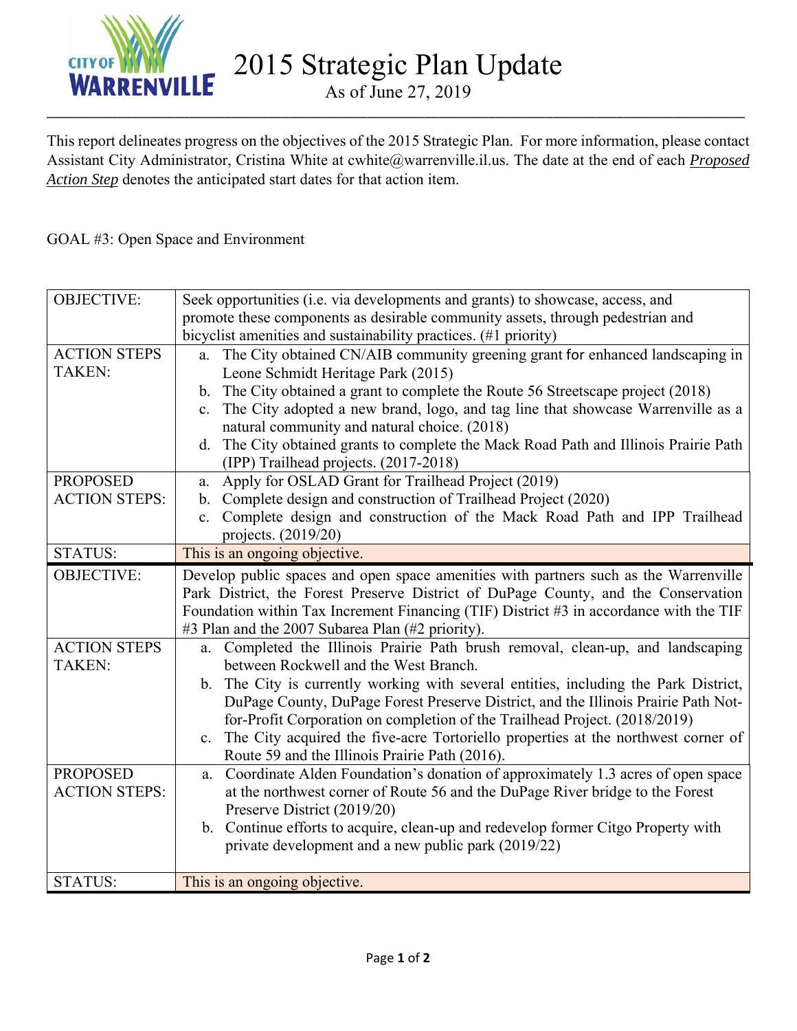# 2015 Strategic Plan Update

As of June 27, 2019

This report delineates progress on the objectives of the 2015 Strategic Plan. For more information, please contact Assistant City Administrator, Cristina White at cwhite@warrenville.il.us. The date at the end of each ***Proposed Action Step*** denotes the anticipated start dates for that action item.

GOAL #3: Open Space and Environment

| | |
|---|---|
| OBJECTIVE: | Seek opportunities (i.e. via developments and grants) to showcase, access, and promote these components as desirable community assets, through pedestrian and bicyclist amenities and sustainability practices. (#1 priority) |
| ACTION STEPS TAKEN: | a. The City obtained CN/AIB community greening grant for enhanced landscaping in Leone Schmidt Heritage Park (2015)<br>b. The City obtained a grant to complete the Route 56 Streetscape project (2018)<br>c. The City adopted a new brand, logo, and tag line that showcase Warrenville as a natural community and natural choice. (2018)<br>d. The City obtained grants to complete the Mack Road Path and Illinois Prairie Path (IPP) Trailhead projects. (2017-2018) |
| PROPOSED ACTION STEPS: | a. Apply for OSLAD Grant for Trailhead Project (2019)<br>b. Complete design and construction of Trailhead Project (2020)<br>c. Complete design and construction of the Mack Road Path and IPP Trailhead projects. (2019/20) |
| STATUS: | This is an ongoing objective. |
| OBJECTIVE: | Develop public spaces and open space amenities with partners such as the Warrenville Park District, the Forest Preserve District of DuPage County, and the Conservation Foundation within Tax Increment Financing (TIF) District #3 in accordance with the TIF #3 Plan and the 2007 Subarea Plan (#2 priority). |
| ACTION STEPS TAKEN: | a. Completed the Illinois Prairie Path brush removal, clean-up, and landscaping between Rockwell and the West Branch.<br>b. The City is currently working with several entities, including the Park District, DuPage County, DuPage Forest Preserve District, and the Illinois Prairie Path Not-for-Profit Corporation on completion of the Trailhead Project. (2018/2019)<br>c. The City acquired the five-acre Tortoriello properties at the northwest corner of Route 59 and the Illinois Prairie Path (2016). |
| PROPOSED ACTION STEPS: | a. Coordinate Alden Foundation's donation of approximately 1.3 acres of open space at the northwest corner of Route 56 and the DuPage River bridge to the Forest Preserve District (2019/20)<br>b. Continue efforts to acquire, clean-up and redevelop former Citgo Property with private development and a new public park (2019/22) |
| STATUS: | This is an ongoing objective. |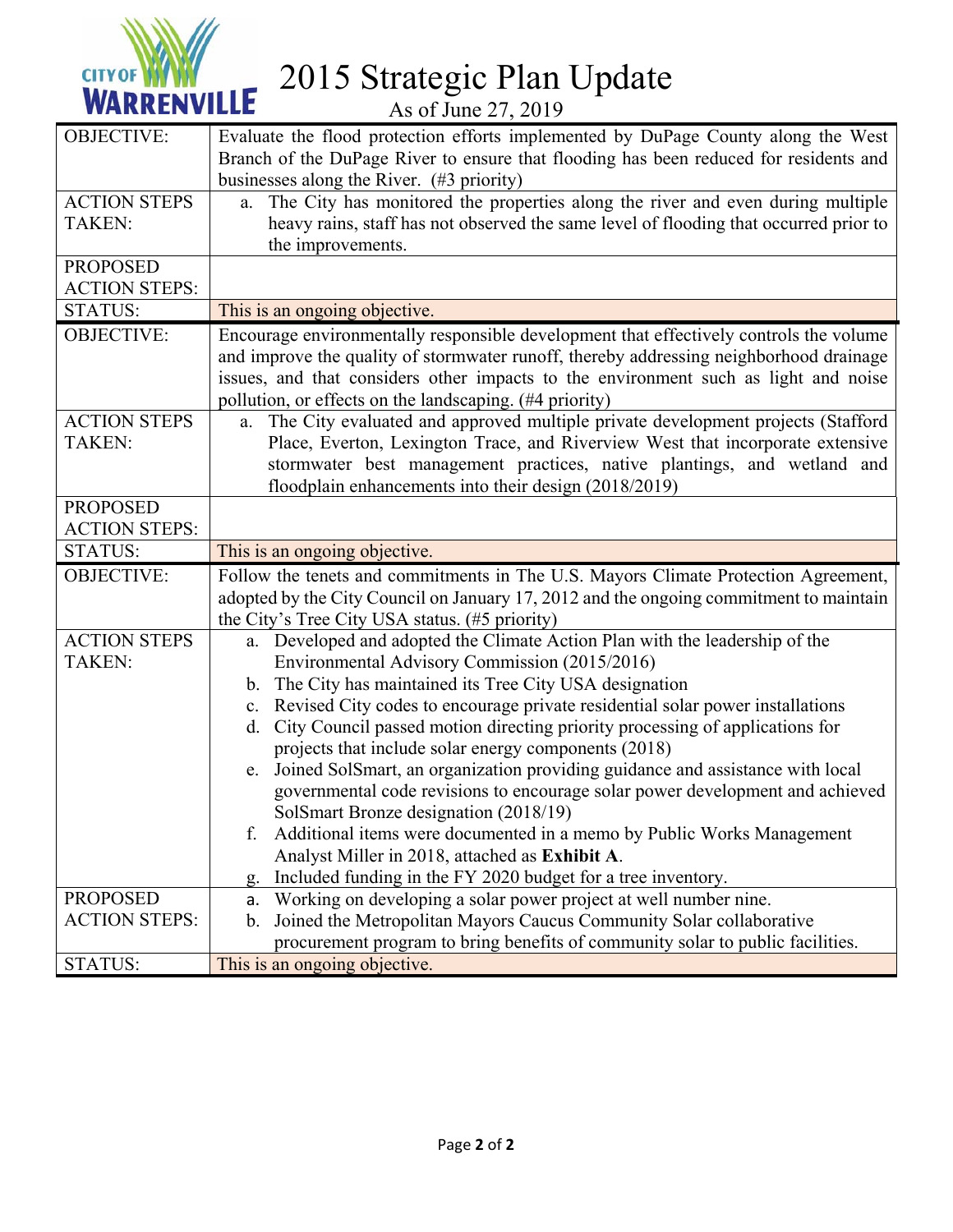# 2015 Strategic Plan Update

As of June 27, 2019

| | |
|---|---|
| OBJECTIVE: | Evaluate the flood protection efforts implemented by DuPage County along the West Branch of the DuPage River to ensure that flooding has been reduced for residents and businesses along the River. (#3 priority) |
| ACTION STEPS TAKEN: | a. The City has monitored the properties along the river and even during multiple heavy rains, staff has not observed the same level of flooding that occurred prior to the improvements. |
| PROPOSED ACTION STEPS: | |
| STATUS: | This is an ongoing objective. |

| | |
|---|---|
| OBJECTIVE: | Encourage environmentally responsible development that effectively controls the volume and improve the quality of stormwater runoff, thereby addressing neighborhood drainage issues, and that considers other impacts to the environment such as light and noise pollution, or effects on the landscaping. (#4 priority) |
| ACTION STEPS TAKEN: | a. The City evaluated and approved multiple private development projects (Stafford Place, Everton, Lexington Trace, and Riverview West that incorporate extensive stormwater best management practices, native plantings, and wetland and floodplain enhancements into their design (2018/2019) |
| PROPOSED ACTION STEPS: | |
| STATUS: | This is an ongoing objective. |

| | |
|---|---|
| OBJECTIVE: | Follow the tenets and commitments in The U.S. Mayors Climate Protection Agreement, adopted by the City Council on January 17, 2012 and the ongoing commitment to maintain the City's Tree City USA status. (#5 priority) |
| ACTION STEPS TAKEN: | a. Developed and adopted the Climate Action Plan with the leadership of the Environmental Advisory Commission (2015/2016)<br>b. The City has maintained its Tree City USA designation<br>c. Revised City codes to encourage private residential solar power installations<br>d. City Council passed motion directing priority processing of applications for projects that include solar energy components (2018)<br>e. Joined SolSmart, an organization providing guidance and assistance with local governmental code revisions to encourage solar power development and achieved SolSmart Bronze designation (2018/19)<br>f. Additional items were documented in a memo by Public Works Management Analyst Miller in 2018, attached as **Exhibit A**.<br>g. Included funding in the FY 2020 budget for a tree inventory. |
| PROPOSED ACTION STEPS: | a. Working on developing a solar power project at well number nine.<br>b. Joined the Metropolitan Mayors Caucus Community Solar collaborative procurement program to bring benefits of community solar to public facilities. |
| STATUS: | This is an ongoing objective. |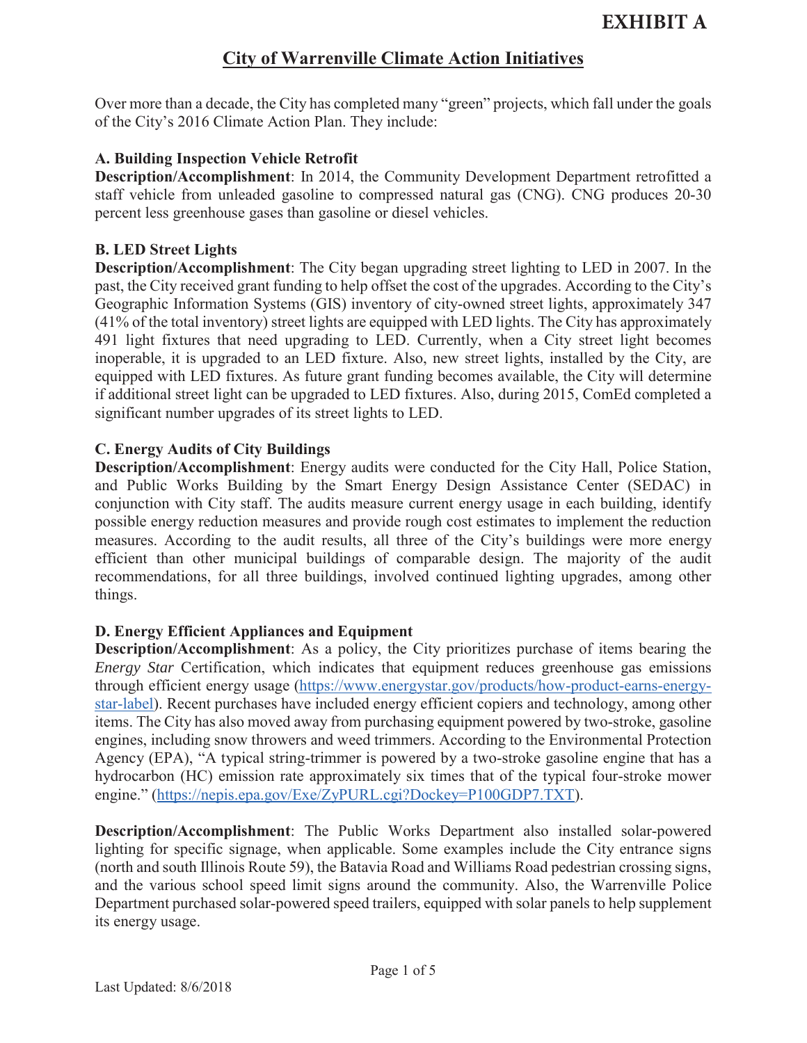# EXHIBIT A

## City of Warrenville Climate Action Initiatives

Over more than a decade, the City has completed many "green" projects, which fall under the goals of the City's 2016 Climate Action Plan. They include:

### A. Building Inspection Vehicle Retrofit

**Description/Accomplishment**: In 2014, the Community Development Department retrofitted a staff vehicle from unleaded gasoline to compressed natural gas (CNG). CNG produces 20-30 percent less greenhouse gases than gasoline or diesel vehicles.

### B. LED Street Lights

**Description/Accomplishment**: The City began upgrading street lighting to LED in 2007. In the past, the City received grant funding to help offset the cost of the upgrades. According to the City's Geographic Information Systems (GIS) inventory of city-owned street lights, approximately 347 (41% of the total inventory) street lights are equipped with LED lights. The City has approximately 491 light fixtures that need upgrading to LED. Currently, when a City street light becomes inoperable, it is upgraded to an LED fixture. Also, new street lights, installed by the City, are equipped with LED fixtures. As future grant funding becomes available, the City will determine if additional street light can be upgraded to LED fixtures. Also, during 2015, ComEd completed a significant number upgrades of its street lights to LED.

### C. Energy Audits of City Buildings

**Description/Accomplishment**: Energy audits were conducted for the City Hall, Police Station, and Public Works Building by the Smart Energy Design Assistance Center (SEDAC) in conjunction with City staff. The audits measure current energy usage in each building, identify possible energy reduction measures and provide rough cost estimates to implement the reduction measures. According to the audit results, all three of the City's buildings were more energy efficient than other municipal buildings of comparable design. The majority of the audit recommendations, for all three buildings, involved continued lighting upgrades, among other things.

### D. Energy Efficient Appliances and Equipment

**Description/Accomplishment**: As a policy, the City prioritizes purchase of items bearing the *Energy Star* Certification, which indicates that equipment reduces greenhouse gas emissions through efficient energy usage (https://www.energystar.gov/products/how-product-earns-energy-star-label). Recent purchases have included energy efficient copiers and technology, among other items. The City has also moved away from purchasing equipment powered by two-stroke, gasoline engines, including snow throwers and weed trimmers. According to the Environmental Protection Agency (EPA), "A typical string-trimmer is powered by a two-stroke gasoline engine that has a hydrocarbon (HC) emission rate approximately six times that of the typical four-stroke mower engine." (https://nepis.epa.gov/Exe/ZyPURL.cgi?Dockey=P100GDP7.TXT).

**Description/Accomplishment**: The Public Works Department also installed solar-powered lighting for specific signage, when applicable. Some examples include the City entrance signs (north and south Illinois Route 59), the Batavia Road and Williams Road pedestrian crossing signs, and the various school speed limit signs around the community. Also, the Warrenville Police Department purchased solar-powered speed trailers, equipped with solar panels to help supplement its energy usage.

Last Updated: 8/6/2018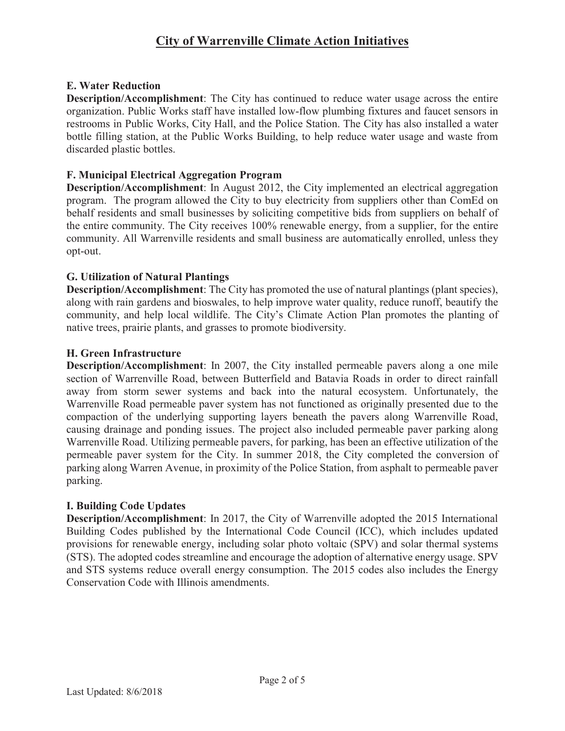# City of Warrenville Climate Action Initiatives

### E. Water Reduction

**Description/Accomplishment**: The City has continued to reduce water usage across the entire organization. Public Works staff have installed low-flow plumbing fixtures and faucet sensors in restrooms in Public Works, City Hall, and the Police Station. The City has also installed a water bottle filling station, at the Public Works Building, to help reduce water usage and waste from discarded plastic bottles.

### F. Municipal Electrical Aggregation Program

**Description/Accomplishment**: In August 2012, the City implemented an electrical aggregation program. The program allowed the City to buy electricity from suppliers other than ComEd on behalf residents and small businesses by soliciting competitive bids from suppliers on behalf of the entire community. The City receives 100% renewable energy, from a supplier, for the entire community. All Warrenville residents and small business are automatically enrolled, unless they opt-out.

### G. Utilization of Natural Plantings

**Description/Accomplishment**: The City has promoted the use of natural plantings (plant species), along with rain gardens and bioswales, to help improve water quality, reduce runoff, beautify the community, and help local wildlife. The City's Climate Action Plan promotes the planting of native trees, prairie plants, and grasses to promote biodiversity.

### H. Green Infrastructure

**Description/Accomplishment**: In 2007, the City installed permeable pavers along a one mile section of Warrenville Road, between Butterfield and Batavia Roads in order to direct rainfall away from storm sewer systems and back into the natural ecosystem. Unfortunately, the Warrenville Road permeable paver system has not functioned as originally presented due to the compaction of the underlying supporting layers beneath the pavers along Warrenville Road, causing drainage and ponding issues. The project also included permeable paver parking along Warrenville Road. Utilizing permeable pavers, for parking, has been an effective utilization of the permeable paver system for the City. In summer 2018, the City completed the conversion of parking along Warren Avenue, in proximity of the Police Station, from asphalt to permeable paver parking.

### I. Building Code Updates

**Description/Accomplishment**: In 2017, the City of Warrenville adopted the 2015 International Building Codes published by the International Code Council (ICC), which includes updated provisions for renewable energy, including solar photo voltaic (SPV) and solar thermal systems (STS). The adopted codes streamline and encourage the adoption of alternative energy usage. SPV and STS systems reduce overall energy consumption. The 2015 codes also includes the Energy Conservation Code with Illinois amendments.

Last Updated: 8/6/2018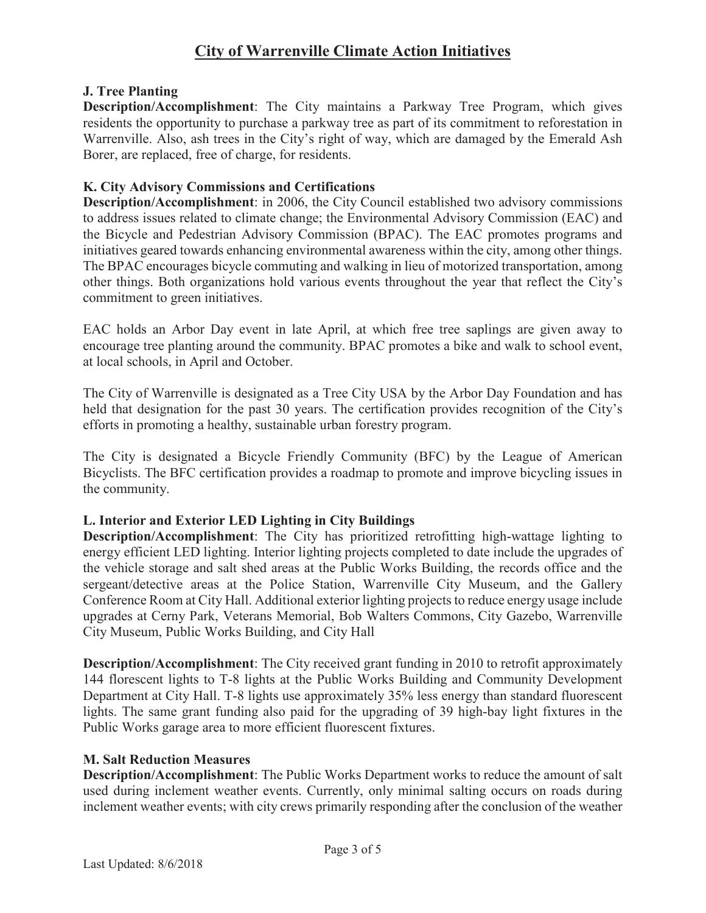## J. Tree Planting

**Description/Accomplishment**: The City maintains a Parkway Tree Program, which gives residents the opportunity to purchase a parkway tree as part of its commitment to reforestation in Warrenville. Also, ash trees in the City's right of way, which are damaged by the Emerald Ash Borer, are replaced, free of charge, for residents.

## K. City Advisory Commissions and Certifications

**Description/Accomplishment**: in 2006, the City Council established two advisory commissions to address issues related to climate change; the Environmental Advisory Commission (EAC) and the Bicycle and Pedestrian Advisory Commission (BPAC). The EAC promotes programs and initiatives geared towards enhancing environmental awareness within the city, among other things. The BPAC encourages bicycle commuting and walking in lieu of motorized transportation, among other things. Both organizations hold various events throughout the year that reflect the City's commitment to green initiatives.

EAC holds an Arbor Day event in late April, at which free tree saplings are given away to encourage tree planting around the community. BPAC promotes a bike and walk to school event, at local schools, in April and October.

The City of Warrenville is designated as a Tree City USA by the Arbor Day Foundation and has held that designation for the past 30 years. The certification provides recognition of the City's efforts in promoting a healthy, sustainable urban forestry program.

The City is designated a Bicycle Friendly Community (BFC) by the League of American Bicyclists. The BFC certification provides a roadmap to promote and improve bicycling issues in the community.

## L. Interior and Exterior LED Lighting in City Buildings

**Description/Accomplishment**: The City has prioritized retrofitting high-wattage lighting to energy efficient LED lighting. Interior lighting projects completed to date include the upgrades of the vehicle storage and salt shed areas at the Public Works Building, the records office and the sergeant/detective areas at the Police Station, Warrenville City Museum, and the Gallery Conference Room at City Hall. Additional exterior lighting projects to reduce energy usage include upgrades at Cerny Park, Veterans Memorial, Bob Walters Commons, City Gazebo, Warrenville City Museum, Public Works Building, and City Hall

**Description/Accomplishment**: The City received grant funding in 2010 to retrofit approximately 144 florescent lights to T-8 lights at the Public Works Building and Community Development Department at City Hall. T-8 lights use approximately 35% less energy than standard fluorescent lights. The same grant funding also paid for the upgrading of 39 high-bay light fixtures in the Public Works garage area to more efficient fluorescent fixtures.

## M. Salt Reduction Measures

**Description/Accomplishment**: The Public Works Department works to reduce the amount of salt used during inclement weather events. Currently, only minimal salting occurs on roads during inclement weather events; with city crews primarily responding after the conclusion of the weather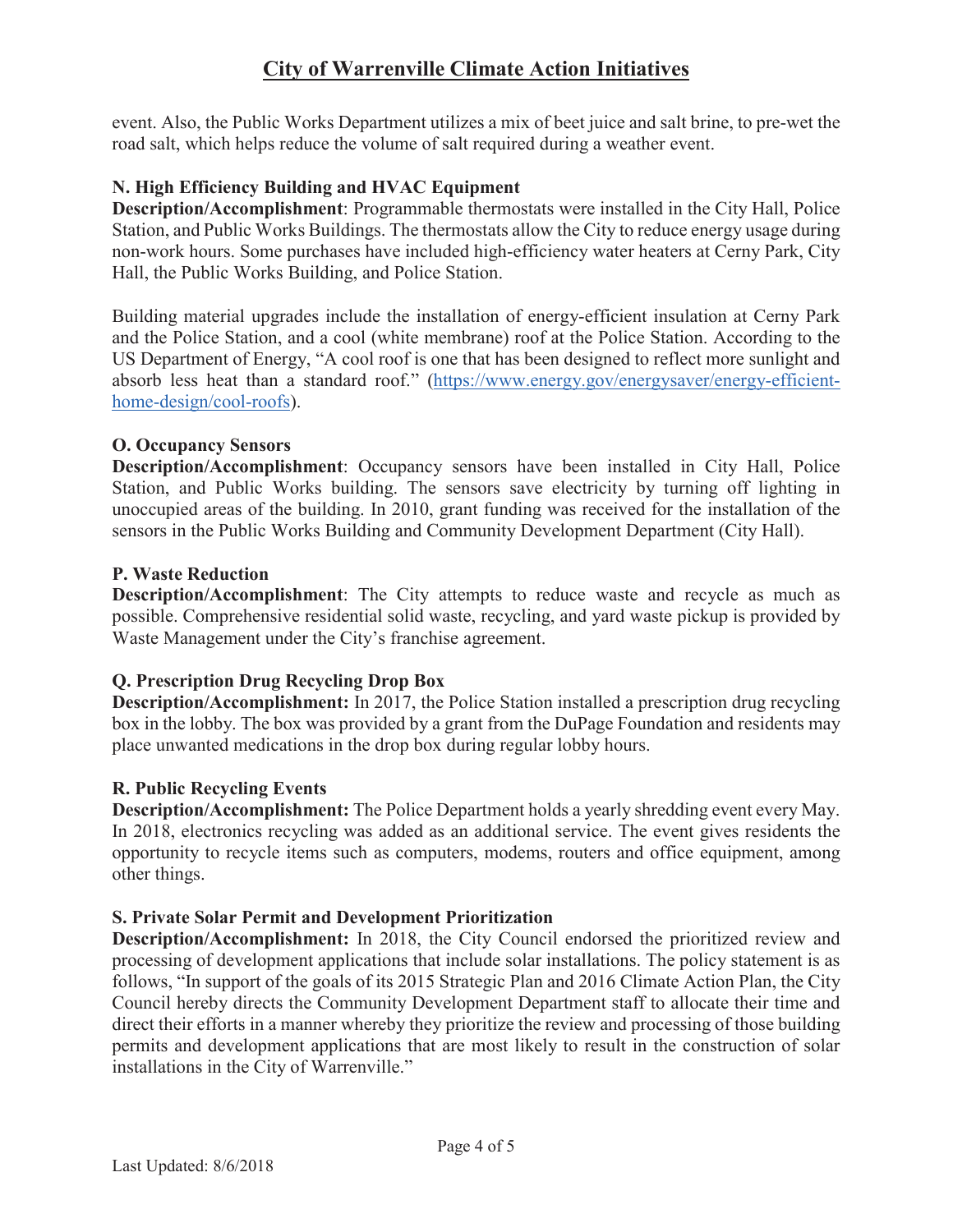event. Also, the Public Works Department utilizes a mix of beet juice and salt brine, to pre-wet the road salt, which helps reduce the volume of salt required during a weather event.

**N. High Efficiency Building and HVAC Equipment**
**Description/Accomplishment**: Programmable thermostats were installed in the City Hall, Police Station, and Public Works Buildings. The thermostats allow the City to reduce energy usage during non-work hours. Some purchases have included high-efficiency water heaters at Cerny Park, City Hall, the Public Works Building, and Police Station.

Building material upgrades include the installation of energy-efficient insulation at Cerny Park and the Police Station, and a cool (white membrane) roof at the Police Station. According to the US Department of Energy, "A cool roof is one that has been designed to reflect more sunlight and absorb less heat than a standard roof." (https://www.energy.gov/energysaver/energy-efficient-home-design/cool-roofs).

**O. Occupancy Sensors**
**Description/Accomplishment**: Occupancy sensors have been installed in City Hall, Police Station, and Public Works building. The sensors save electricity by turning off lighting in unoccupied areas of the building. In 2010, grant funding was received for the installation of the sensors in the Public Works Building and Community Development Department (City Hall).

**P. Waste Reduction**
**Description/Accomplishment**: The City attempts to reduce waste and recycle as much as possible. Comprehensive residential solid waste, recycling, and yard waste pickup is provided by Waste Management under the City's franchise agreement.

**Q. Prescription Drug Recycling Drop Box**
**Description/Accomplishment:** In 2017, the Police Station installed a prescription drug recycling box in the lobby. The box was provided by a grant from the DuPage Foundation and residents may place unwanted medications in the drop box during regular lobby hours.

**R. Public Recycling Events**
**Description/Accomplishment:** The Police Department holds a yearly shredding event every May. In 2018, electronics recycling was added as an additional service. The event gives residents the opportunity to recycle items such as computers, modems, routers and office equipment, among other things.

**S. Private Solar Permit and Development Prioritization**
**Description/Accomplishment:** In 2018, the City Council endorsed the prioritized review and processing of development applications that include solar installations. The policy statement is as follows, "In support of the goals of its 2015 Strategic Plan and 2016 Climate Action Plan, the City Council hereby directs the Community Development Department staff to allocate their time and direct their efforts in a manner whereby they prioritize the review and processing of those building permits and development applications that are most likely to result in the construction of solar installations in the City of Warrenville."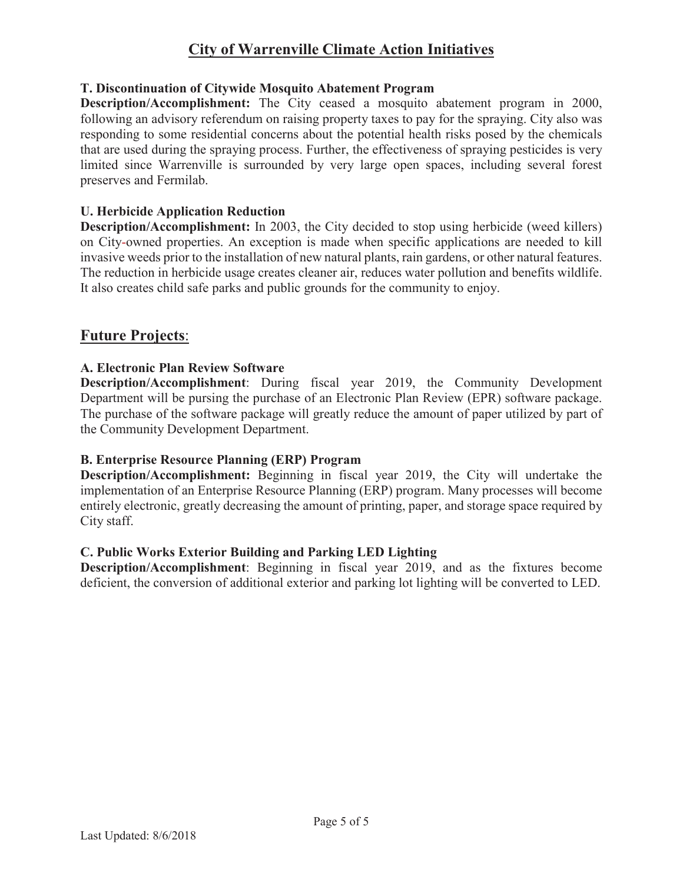## T. Discontinuation of Citywide Mosquito Abatement Program

**Description/Accomplishment:** The City ceased a mosquito abatement program in 2000, following an advisory referendum on raising property taxes to pay for the spraying. City also was responding to some residential concerns about the potential health risks posed by the chemicals that are used during the spraying process. Further, the effectiveness of spraying pesticides is very limited since Warrenville is surrounded by very large open spaces, including several forest preserves and Fermilab.

## U. Herbicide Application Reduction

**Description/Accomplishment:** In 2003, the City decided to stop using herbicide (weed killers) on City-owned properties. An exception is made when specific applications are needed to kill invasive weeds prior to the installation of new natural plants, rain gardens, or other natural features. The reduction in herbicide usage creates cleaner air, reduces water pollution and benefits wildlife. It also creates child safe parks and public grounds for the community to enjoy.

# Future Projects:

## A. Electronic Plan Review Software

**Description/Accomplishment**: During fiscal year 2019, the Community Development Department will be pursing the purchase of an Electronic Plan Review (EPR) software package. The purchase of the software package will greatly reduce the amount of paper utilized by part of the Community Development Department.

## B. Enterprise Resource Planning (ERP) Program

**Description/Accomplishment:** Beginning in fiscal year 2019, the City will undertake the implementation of an Enterprise Resource Planning (ERP) program. Many processes will become entirely electronic, greatly decreasing the amount of printing, paper, and storage space required by City staff.

## C. Public Works Exterior Building and Parking LED Lighting

**Description/Accomplishment**: Beginning in fiscal year 2019, and as the fixtures become deficient, the conversion of additional exterior and parking lot lighting will be converted to LED.

Last Updated: 8/6/2018